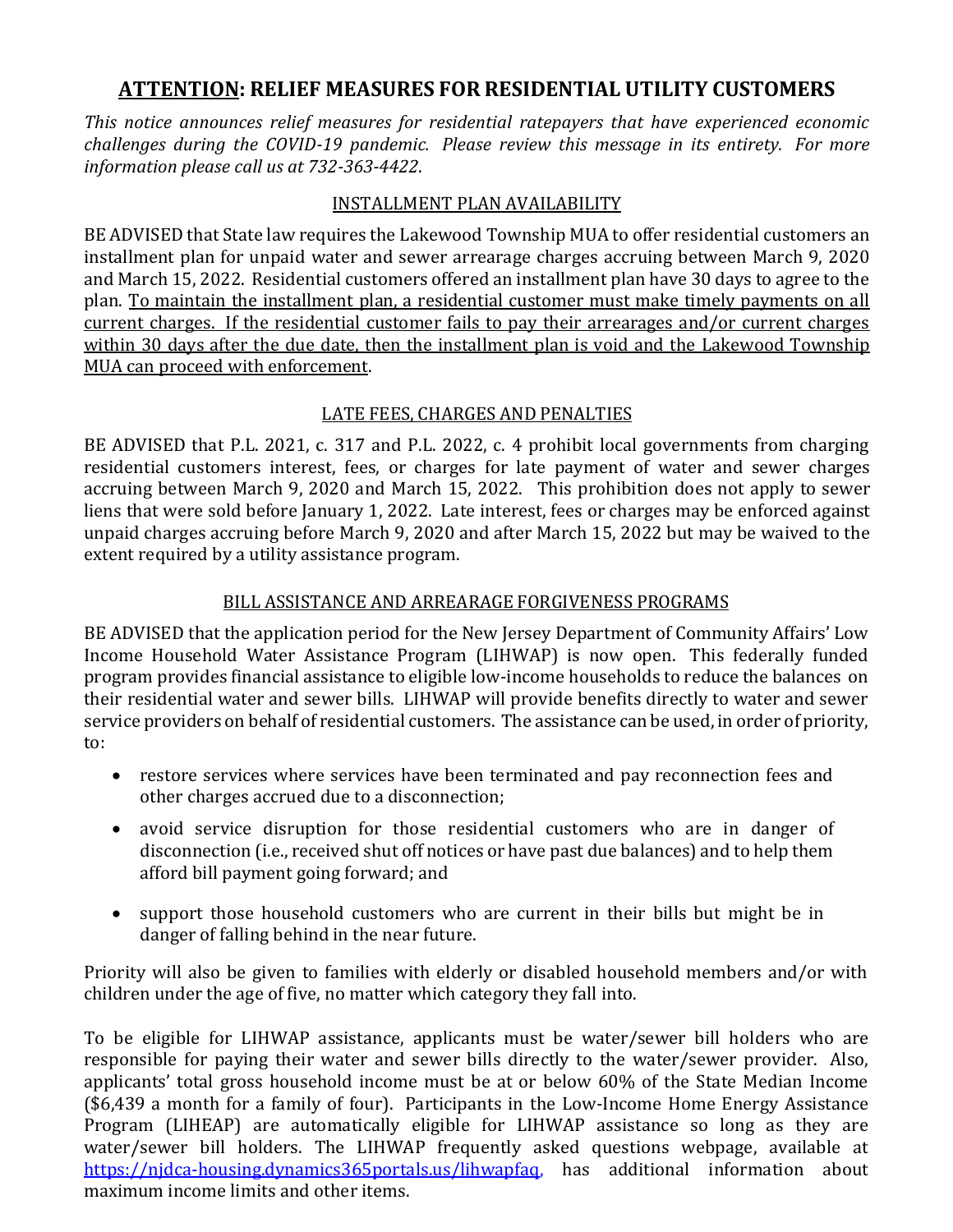# ATTENTION: RELIEF MEASURES FOR RESIDENTIAL UTILITY CUSTOMERS

*This notice announces relief measures for residential ratepayers that have experienced economic challenges during the COVID-19 pandemic. Please review this message in its entirety. For more information please call us at 732-363-4422.*

## INSTALLMENT PLAN AVAILABILITY

BE ADVISED that State law requires the Lakewood Township MUA to offer residential customers an installment plan for unpaid water and sewer arrearage charges accruing between March 9, 2020 and March 15, 2022. Residential customers offered an installment plan have 30 days to agree to the plan. <u>To maintain the installment plan, a residential customer must make timely payments on all current charges. If the residential customer fails to pay their arrearages and/or current charges within 30 days after the due date, then the installment plan is void and the Lakewood Township MUA can proceed with enforcement</u>.

## LATE FEES, CHARGES AND PENALTIES

BE ADVISED that P.L. 2021, c. 317 and P.L. 2022, c. 4 prohibit local governments from charging residential customers interest, fees, or charges for late payment of water and sewer charges accruing between March 9, 2020 and March 15, 2022. This prohibition does not apply to sewer liens that were sold before January 1, 2022. Late interest, fees or charges may be enforced against unpaid charges accruing before March 9, 2020 and after March 15, 2022 but may be waived to the extent required by a utility assistance program.

## BILL ASSISTANCE AND ARREARAGE FORGIVENESS PROGRAMS

BE ADVISED that the application period for the New Jersey Department of Community Affairs' Low Income Household Water Assistance Program (LIHWAP) is now open. This federally funded program provides financial assistance to eligible low-income households to reduce the balances on their residential water and sewer bills. LIHWAP will provide benefits directly to water and sewer service providers on behalf of residential customers. The assistance can be used, in order of priority, to:

- restore services where services have been terminated and pay reconnection fees and other charges accrued due to a disconnection;
- avoid service disruption for those residential customers who are in danger of disconnection (i.e., received shut off notices or have past due balances) and to help them afford bill payment going forward; and
- support those household customers who are current in their bills but might be in danger of falling behind in the near future.

Priority will also be given to families with elderly or disabled household members and/or with children under the age of five, no matter which category they fall into.

To be eligible for LIHWAP assistance, applicants must be water/sewer bill holders who are responsible for paying their water and sewer bills directly to the water/sewer provider. Also, applicants' total gross household income must be at or below 60% of the State Median Income ($6,439 a month for a family of four). Participants in the Low-Income Home Energy Assistance Program (LIHEAP) are automatically eligible for LIHWAP assistance so long as they are water/sewer bill holders. The LIHWAP frequently asked questions webpage, available at [https://njdca-housing.dynamics365portals.us/lihwapfaq](https://njdca-housing.dynamics365portals.us/lihwapfaq), has additional information about maximum income limits and other items.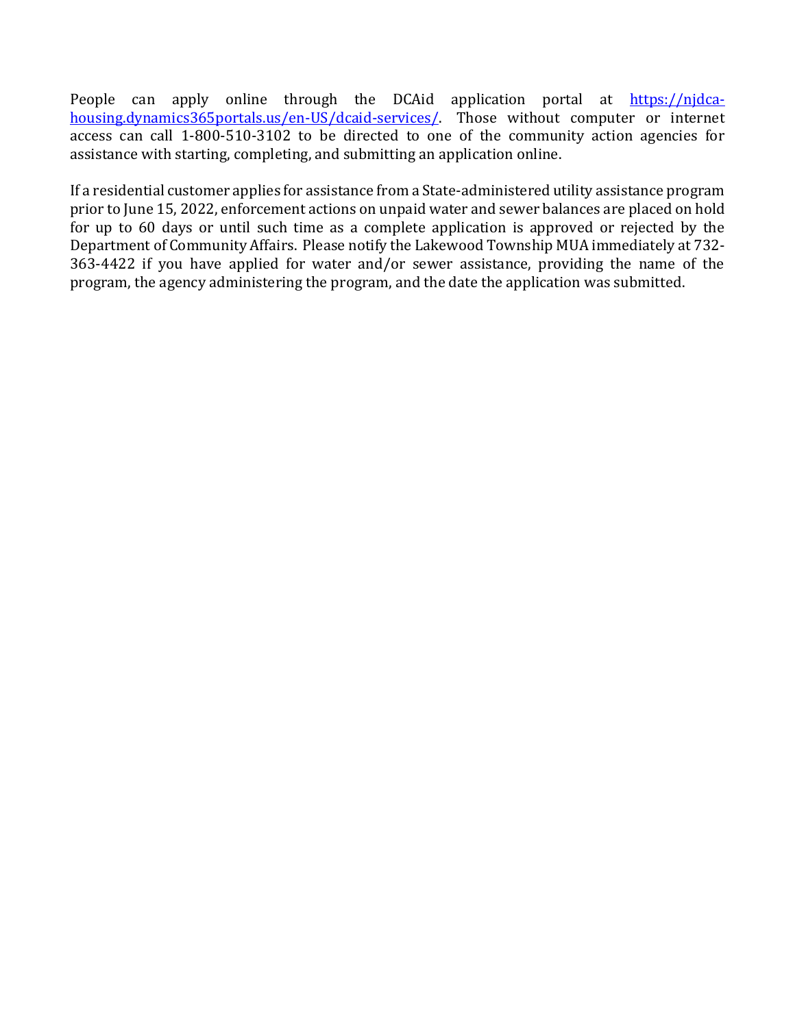People can apply online through the DCAid application portal at [https://njdca-housing.dynamics365portals.us/en-US/dcaid-services/](https://njdca-housing.dynamics365portals.us/en-US/dcaid-services/). Those without computer or internet access can call 1-800-510-3102 to be directed to one of the community action agencies for assistance with starting, completing, and submitting an application online.

If a residential customer applies for assistance from a State-administered utility assistance program prior to June 15, 2022, enforcement actions on unpaid water and sewer balances are placed on hold for up to 60 days or until such time as a complete application is approved or rejected by the Department of Community Affairs. Please notify the Lakewood Township MUA immediately at 732-363-4422 if you have applied for water and/or sewer assistance, providing the name of the program, the agency administering the program, and the date the application was submitted.